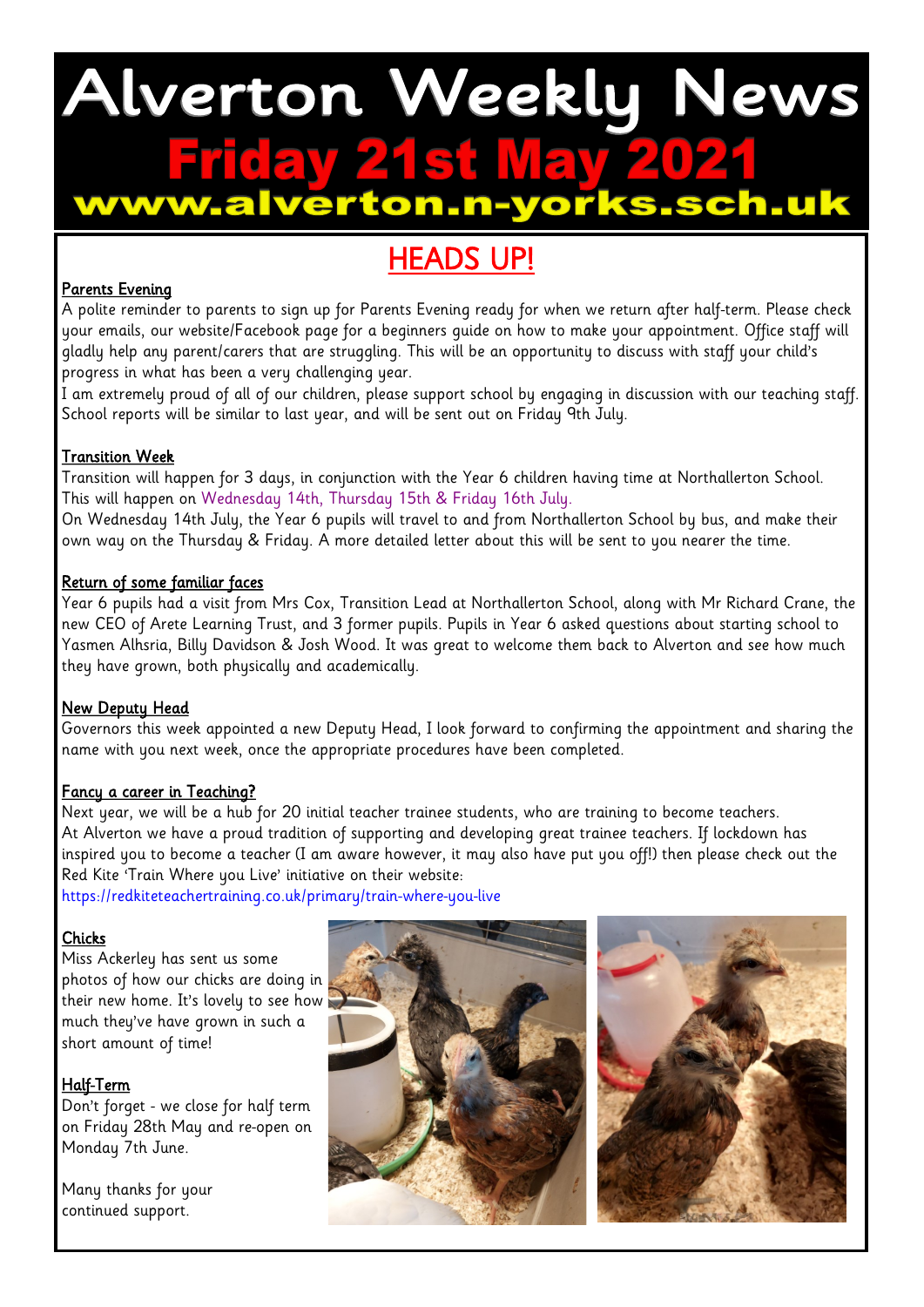# Alverton Weekly News

## Friday 21st May 2021

**www.alverton.n-yorks.sch.uk**

## HEADS UP!

### Parents Evening

A polite reminder to parents to sign up for Parents Evening ready for when we return after half-term. Please check your emails, our website/Facebook page for a beginners guide on how to make your appointment. Office staff will gladly help any parent/carers that are struggling. This will be an opportunity to discuss with staff your child's progress in what has been a very challenging year.

I am extremely proud of all of our children, please support school by engaging in discussion with our teaching staff. School reports will be similar to last year, and will be sent out on Friday 9th July.

### Transition Week

Transition will happen for 3 days, in conjunction with the Year 6 children having time at Northallerton School. This will happen on Wednesday 14th, Thursday 15th & Friday 16th July.

On Wednesday 14th July, the Year 6 pupils will travel to and from Northallerton School by bus, and make their own way on the Thursday & Friday. A more detailed letter about this will be sent to you nearer the time.

### Return of some familiar faces

Year 6 pupils had a visit from Mrs Cox, Transition Lead at Northallerton School, along with Mr Richard Crane, the new CEO of Arete Learning Trust, and 3 former pupils. Pupils in Year 6 asked questions about starting school to Yasmen Alhsria, Billy Davidson & Josh Wood. It was great to welcome them back to Alverton and see how much they have grown, both physically and academically.

### New Deputy Head

Governors this week appointed a new Deputy Head, I look forward to confirming the appointment and sharing the name with you next week, once the appropriate procedures have been completed.

### Fancy a career in Teaching?

Next year, we will be a hub for 20 initial teacher trainee students, who are training to become teachers.

At Alverton we have a proud tradition of supporting and developing great trainee teachers. If lockdown has inspired you to become a teacher (I am aware however, it may also have put you off!) then please check out the Red Kite 'Train Where you Live' initiative on their website:

https://redkiteteachertraining.co.uk/primary/train-where-you-live

### Chicks

Miss Ackerley has sent us some photos of how our chicks are doing in their new home. It's lovely to see how much they've have grown in such a short amount of time!

### Half-Term

Don't forget - we close for half term on Friday 28th May and re-open on Monday 7th June.

Many thanks for your continued support.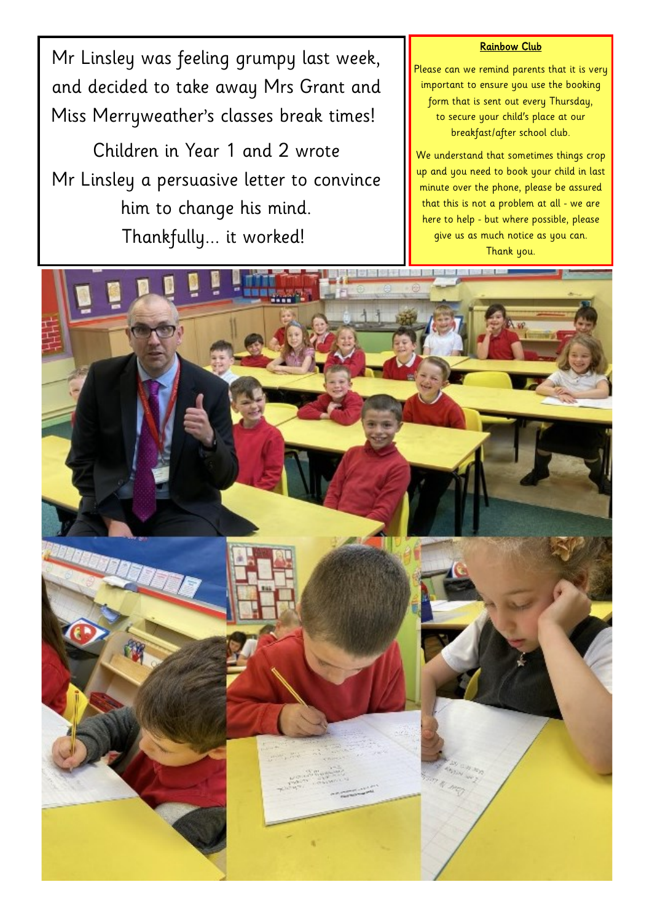Mr Linsley was feeling grumpy last week, and decided to take away Mrs Grant and Miss Merryweather's classes break times!

Children in Year 1 and 2 wrote Mr Linsley a persuasive letter to convince him to change his mind. Thankfully… it worked!

**Rainbow Club**

Please can we remind parents that it is very important to ensure you use the booking form that is sent out every Thursday, to secure your child's place at our breakfast/after school club.

We understand that sometimes things crop up and you need to book your child in last minute over the phone, please be assured that this is not a problem at all - we are here to help - but where possible, please give us as much notice as you can. Thank you.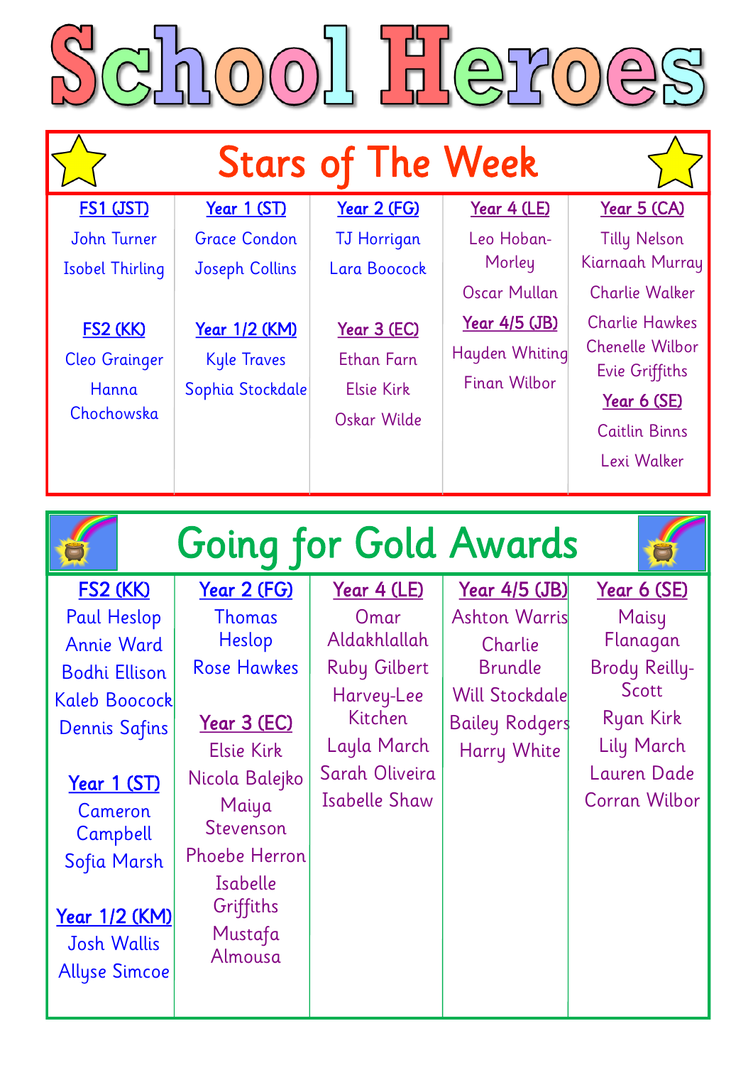# School Heroes

## Stars of The Week

**FS1 (JST)**
- John Turner
- Isobel Thirling

**FS2 (KK)**
- Cleo Grainger
- Hanna Chochowska

**Year 1 (ST)**
- Grace Condon
- Joseph Collins

**Year 1/2 (KM)**
- Kyle Traves
- Sophia Stockdale

**Year 2 (FG)**
- TJ Horrigan
- Lara Boocock

**Year 3 (EC)**
- Ethan Farn
- Elsie Kirk
- Oskar Wilde

**Year 4 (LE)**
- Leo Hoban-Morley
- Oscar Mullan

**Year 4/5 (JB)**
- Hayden Whiting
- Finan Wilbor

**Year 5 (CA)**
- Tilly Nelson
- Kiarnaah Murray
- Charlie Walker
- Charlie Hawkes
- Chenelle Wilbor
- Evie Griffiths

**Year 6 (SE)**
- Caitlin Binns
- Lexi Walker

## Going for Gold Awards

**FS2 (KK)**
- Paul Heslop
- Annie Ward
- Bodhi Ellison
- Kaleb Boocock
- Dennis Safins

**Year 1 (ST)**
- Cameron Campbell
- Sofia Marsh

**Year 1/2 (KM)**
- Josh Wallis
- Allyse Simcoe

**Year 2 (FG)**
- Thomas Heslop
- Rose Hawkes

**Year 3 (EC)**
- Elsie Kirk
- Nicola Balejko
- Maiya Stevenson
- Phoebe Herron
- Isabelle Griffiths
- Mustafa Almousa

**Year 4 (LE)**
- Omar Aldakhlallah
- Ruby Gilbert
- Harvey-Lee Kitchen
- Layla March
- Sarah Oliveira
- Isabelle Shaw

**Year 4/5 (JB)**
- Ashton Warris
- Charlie Brundle
- Will Stockdale
- Bailey Rodgers
- Harry White

**Year 6 (SE)**
- Maisy Flanagan
- Brody Reilly-Scott
- Ryan Kirk
- Lily March
- Lauren Dade
- Corran Wilbor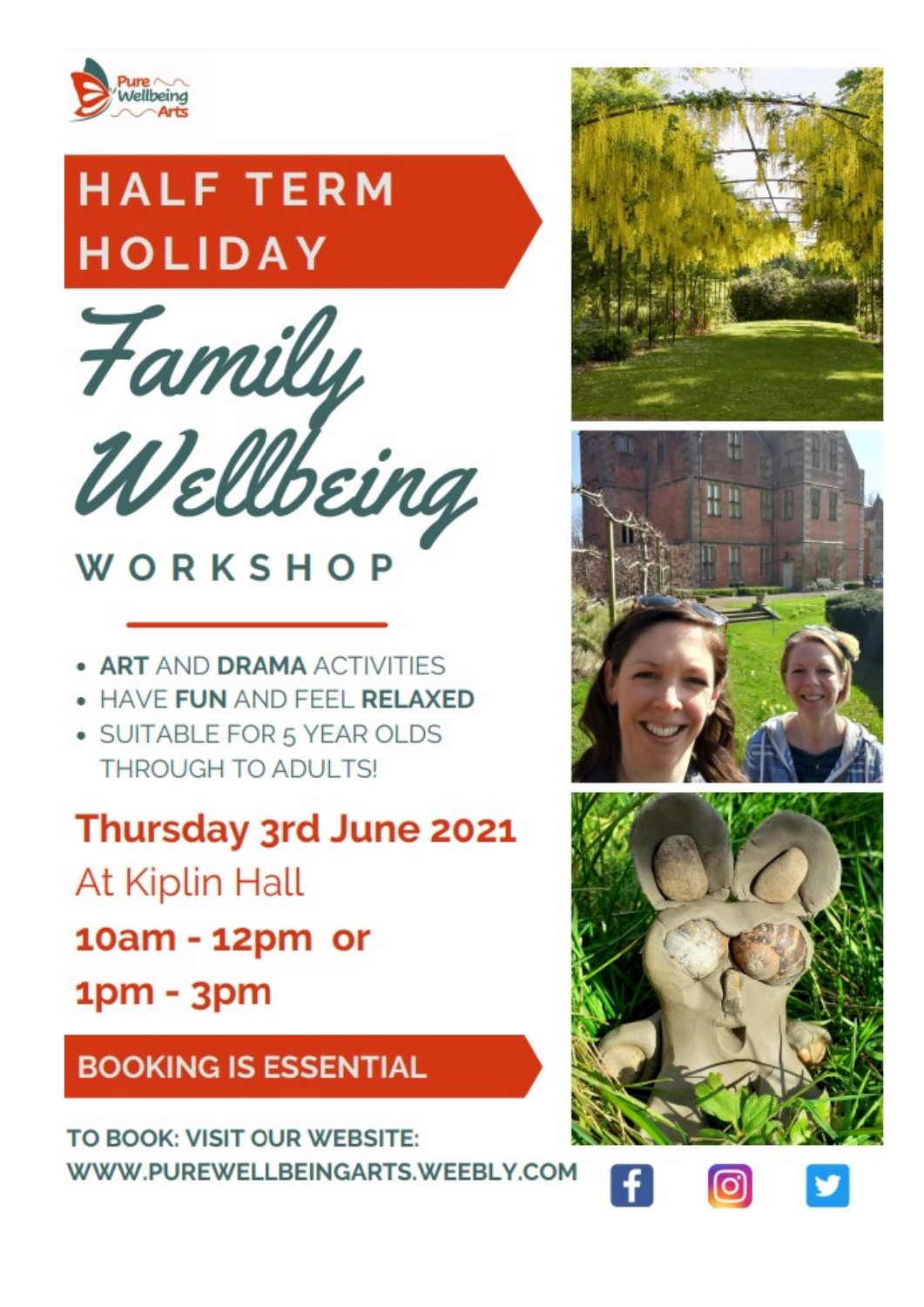Pure Wellbeing Arts

# HALF TERM HOLIDAY

# *Family Wellbeing* WORKSHOP

- **ART** AND **DRAMA** ACTIVITIES
- HAVE **FUN** AND FEEL **RELAXED**
- SUITABLE FOR 5 YEAR OLDS THROUGH TO ADULTS!

## Thursday 3rd June 2021

At Kiplin Hall

**10am - 12pm or**

**1pm - 3pm**

**BOOKING IS ESSENTIAL**

**TO BOOK: VISIT OUR WEBSITE:**
**WWW.PUREWELLBEINGARTS.WEEBLY.COM**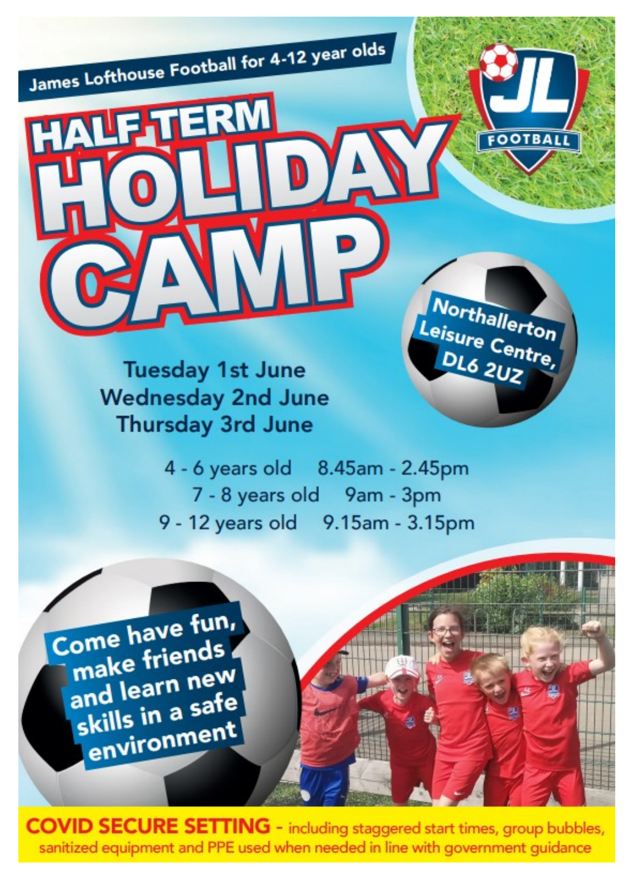James Lofthouse Football for 4-12 year olds

JL FOOTBALL

# HALF TERM HOLIDAY CAMP

Northallerton Leisure Centre, DL6 2UZ

Tuesday 1st June
Wednesday 2nd June
Thursday 3rd June

4 - 6 years old 8.45am - 2.45pm
7 - 8 years old 9am - 3pm
9 - 12 years old 9.15am - 3.15pm

Come have fun, make friends and learn new skills in a safe environment

**COVID SECURE SETTING** - including staggered start times, group bubbles, sanitized equipment and PPE used when needed in line with government guidance